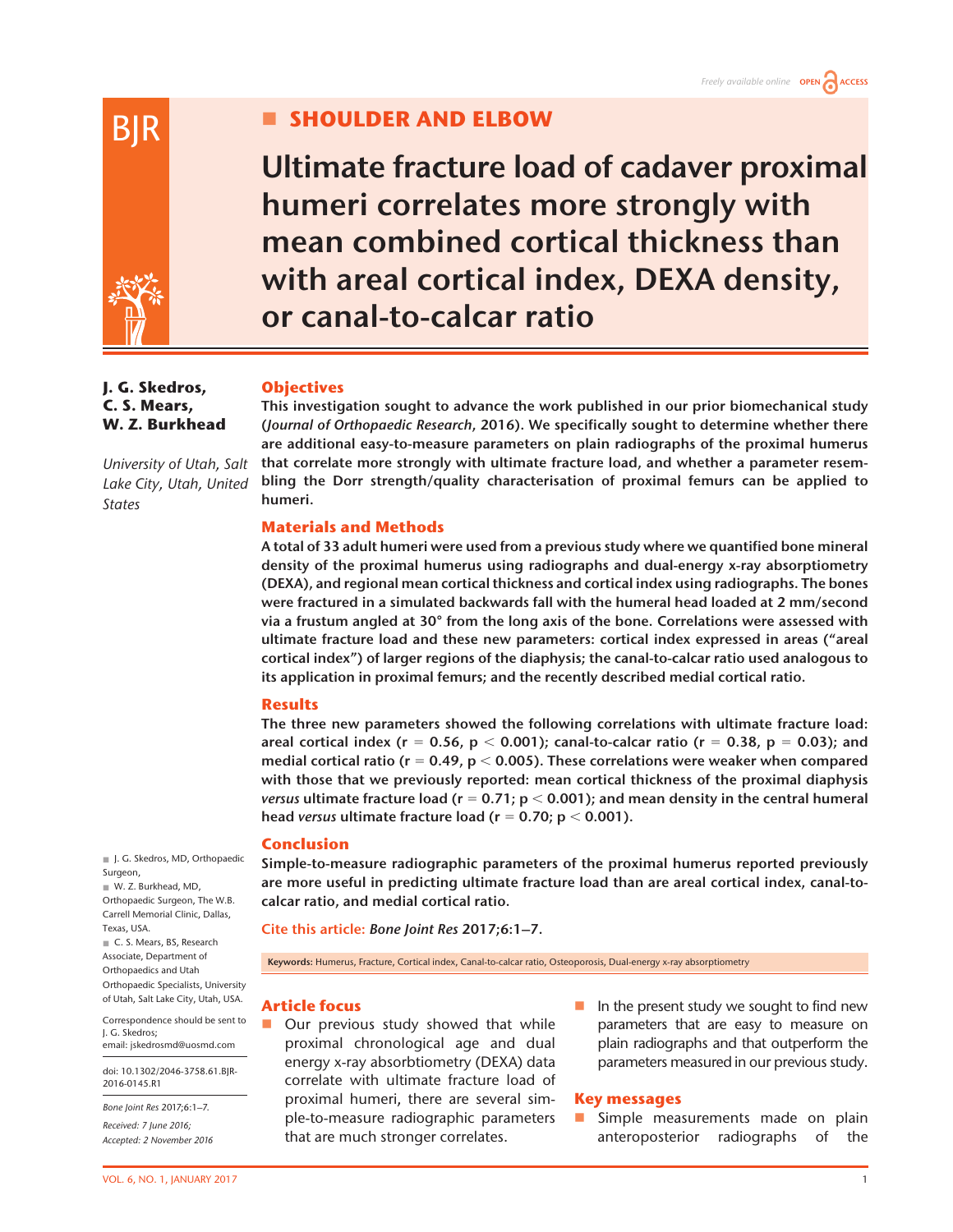# SHOULDER AND ELBOW

# Ultimate fracture load of cadaver proximal humeri correlates more strongly with mean combined cortical thickness than with areal cortical index, DEXA density, or canal-to-calcar ratio

**J. G. Skedros, C. S. Mears, W. Z. Burkhead**

*University of Utah, Salt Lake City, Utah, United States*

## Objectives

**This investigation sought to advance the work published in our prior biomechanical study (*Journal of Orthopaedic Research*, 2016). We specifically sought to determine whether there are additional easy-to-measure parameters on plain radiographs of the proximal humerus that correlate more strongly with ultimate fracture load, and whether a parameter resembling the Dorr strength/quality characterisation of proximal femurs can be applied to humeri.**

## Materials and Methods

**A total of 33 adult humeri were used from a previous study where we quantified bone mineral density of the proximal humerus using radiographs and dual-energy x-ray absorptiometry (DEXA), and regional mean cortical thickness and cortical index using radiographs. The bones were fractured in a simulated backwards fall with the humeral head loaded at 2 mm/second via a frustum angled at 30° from the long axis of the bone. Correlations were assessed with ultimate fracture load and these new parameters: cortical index expressed in areas ("areal cortical index") of larger regions of the diaphysis; the canal-to-calcar ratio used analogous to its application in proximal femurs; and the recently described medial cortical ratio.**

## Results

**The three new parameters showed the following correlations with ultimate fracture load: areal cortical index ($r = 0.56$, $p < 0.001$); canal-to-calcar ratio ($r = 0.38$, $p = 0.03$); and medial cortical ratio ($r = 0.49$, $p < 0.005$). These correlations were weaker when compared with those that we previously reported: mean cortical thickness of the proximal diaphysis *versus* ultimate fracture load ($r = 0.71$; $p < 0.001$); and mean density in the central humeral head *versus* ultimate fracture load ($r = 0.70$; $p < 0.001$).**

## Conclusion

**Simple-to-measure radiographic parameters of the proximal humerus reported previously are more useful in predicting ultimate fracture load than are areal cortical index, canal-to-calcar ratio, and medial cortical ratio.**

Cite this article: *Bone Joint Res* 2017;6:1–7.

**Keywords:** Humerus, Fracture, Cortical index, Canal-to-calcar ratio, Osteoporosis, Dual-energy x-ray absorptiometry

- J. G. Skedros, MD, Orthopaedic Surgeon,
- W. Z. Burkhead, MD, Orthopaedic Surgeon, The W.B. Carrell Memorial Clinic, Dallas, Texas, USA.
- C. S. Mears, BS, Research Associate, Department of Orthopaedics and Utah Orthopaedic Specialists, University of Utah, Salt Lake City, Utah, USA.

Correspondence should be sent to J. G. Skedros; email: jskedrosmd@uosmd.com

doi: 10.1302/2046-3758.61.BJR-2016-0145.R1

*Bone Joint Res* 2017;6:1–7.

*Received: 7 June 2016;*
*Accepted: 2 November 2016*

## Article focus

- Our previous study showed that while proximal chronological age and dual energy x-ray absorbtiometry (DEXA) data correlate with ultimate fracture load of proximal humeri, there are several simple-to-measure radiographic parameters that are much stronger correlates.
- In the present study we sought to find new parameters that are easy to measure on plain radiographs and that outperform the parameters measured in our previous study.

## Key messages

- Simple measurements made on plain anteroposterior radiographs of the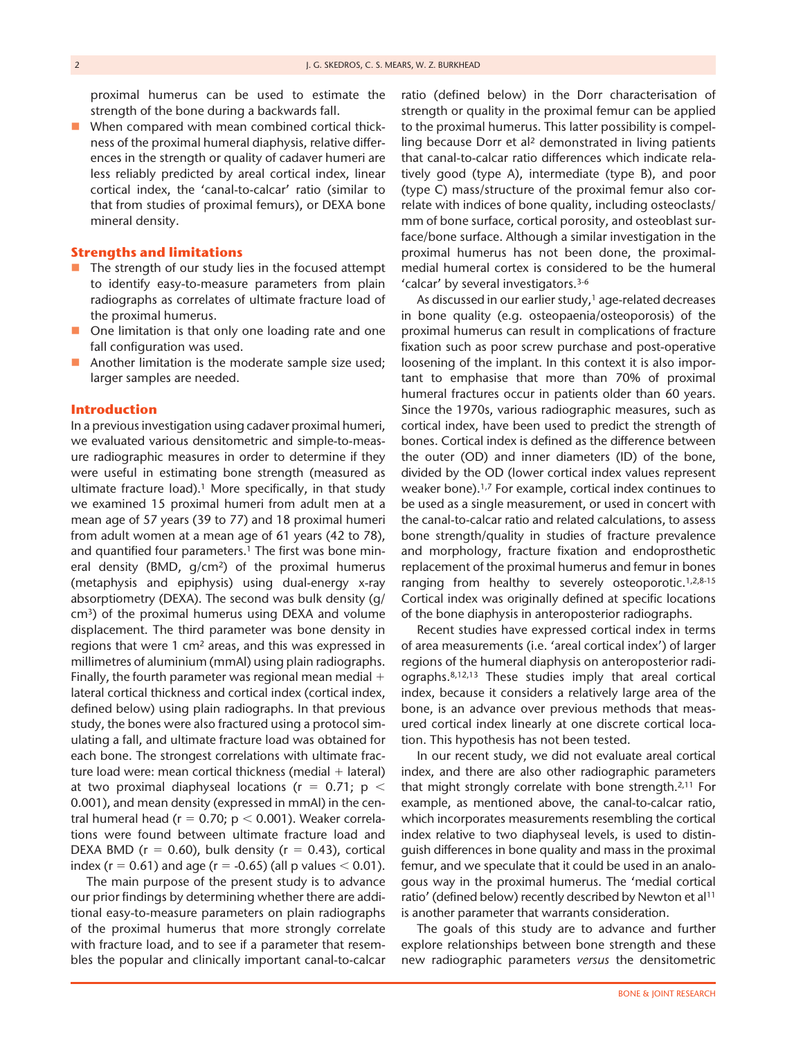proximal humerus can be used to estimate the strength of the bone during a backwards fall.

- When compared with mean combined cortical thickness of the proximal humeral diaphysis, relative differences in the strength or quality of cadaver humeri are less reliably predicted by areal cortical index, linear cortical index, the 'canal-to-calcar' ratio (similar to that from studies of proximal femurs), or DEXA bone mineral density.

## Strengths and limitations

- The strength of our study lies in the focused attempt to identify easy-to-measure parameters from plain radiographs as correlates of ultimate fracture load of the proximal humerus.
- One limitation is that only one loading rate and one fall configuration was used.
- Another limitation is the moderate sample size used; larger samples are needed.

## Introduction

In a previous investigation using cadaver proximal humeri, we evaluated various densitometric and simple-to-measure radiographic measures in order to determine if they were useful in estimating bone strength (measured as ultimate fracture load).[1] More specifically, in that study we examined 15 proximal humeri from adult men at a mean age of 57 years (39 to 77) and 18 proximal humeri from adult women at a mean age of 61 years (42 to 78), and quantified four parameters.[1] The first was bone mineral density (BMD, g/cm$^2$) of the proximal humerus (metaphysis and epiphysis) using dual-energy x-ray absorptiometry (DEXA). The second was bulk density (g/cm$^3$) of the proximal humerus using DEXA and volume displacement. The third parameter was bone density in regions that were 1 cm$^2$ areas, and this was expressed in millimetres of aluminium (mmAl) using plain radiographs. Finally, the fourth parameter was regional mean medial + lateral cortical thickness and cortical index (cortical index, defined below) using plain radiographs. In that previous study, the bones were also fractured using a protocol simulating a fall, and ultimate fracture load was obtained for each bone. The strongest correlations with ultimate fracture load were: mean cortical thickness (medial + lateral) at two proximal diaphyseal locations ($r = 0.71$; $p < 0.001$), and mean density (expressed in mmAl) in the central humeral head ($r = 0.70$; $p < 0.001$). Weaker correlations were found between ultimate fracture load and DEXA BMD ($r = 0.60$), bulk density ($r = 0.43$), cortical index ($r = 0.61$) and age ($r = -0.65$) (all p values $< 0.01$).

The main purpose of the present study is to advance our prior findings by determining whether there are additional easy-to-measure parameters on plain radiographs of the proximal humerus that more strongly correlate with fracture load, and to see if a parameter that resembles the popular and clinically important canal-to-calcar ratio (defined below) in the Dorr characterisation of strength or quality in the proximal femur can be applied to the proximal humerus. This latter possibility is compelling because Dorr et al[2] demonstrated in living patients that canal-to-calcar ratio differences which indicate relatively good (type A), intermediate (type B), and poor (type C) mass/structure of the proximal femur also correlate with indices of bone quality, including osteoclasts/mm of bone surface, cortical porosity, and osteoblast surface/bone surface. Although a similar investigation in the proximal humerus has not been done, the proximal-medial humeral cortex is considered to be the humeral 'calcar' by several investigators.[3-6]

As discussed in our earlier study,[1] age-related decreases in bone quality (e.g. osteopaenia/osteoporosis) of the proximal humerus can result in complications of fracture fixation such as poor screw purchase and post-operative loosening of the implant. In this context it is also important to emphasise that more than 70% of proximal humeral fractures occur in patients older than 60 years. Since the 1970s, various radiographic measures, such as cortical index, have been used to predict the strength of bones. Cortical index is defined as the difference between the outer (OD) and inner diameters (ID) of the bone, divided by the OD (lower cortical index values represent weaker bone).[1,7] For example, cortical index continues to be used as a single measurement, or used in concert with the canal-to-calcar ratio and related calculations, to assess bone strength/quality in studies of fracture prevalence and morphology, fracture fixation and endoprosthetic replacement of the proximal humerus and femur in bones ranging from healthy to severely osteoporotic.[1,2,8-15] Cortical index was originally defined at specific locations of the bone diaphysis in anteroposterior radiographs.

Recent studies have expressed cortical index in terms of area measurements (i.e. 'areal cortical index') of larger regions of the humeral diaphysis on anteroposterior radiographs.[8,12,13] These studies imply that areal cortical index, because it considers a relatively large area of the bone, is an advance over previous methods that measured cortical index linearly at one discrete cortical location. This hypothesis has not been tested.

In our recent study, we did not evaluate areal cortical index, and there are also other radiographic parameters that might strongly correlate with bone strength.[2,11] For example, as mentioned above, the canal-to-calcar ratio, which incorporates measurements resembling the cortical index relative to two diaphyseal levels, is used to distinguish differences in bone quality and mass in the proximal femur, and we speculate that it could be used in an analogous way in the proximal humerus. The 'medial cortical ratio' (defined below) recently described by Newton et al[11] is another parameter that warrants consideration.

The goals of this study are to advance and further explore relationships between bone strength and these new radiographic parameters *versus* the densitometric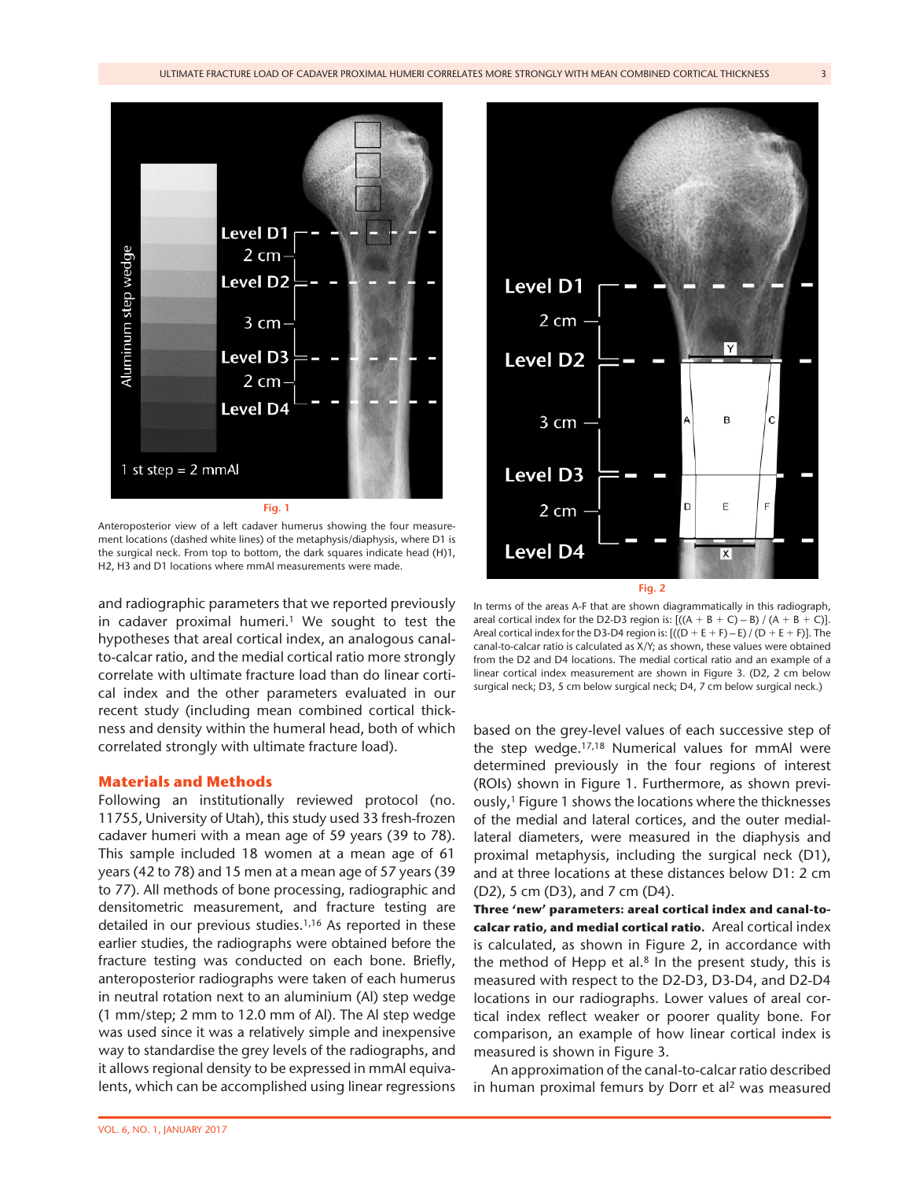Level D1

2 cm

Level D2

3 cm

Level D3

2 cm

Level D4

Aluminum step wedge

1 st step = 2 mmAl

Fig. 1

Anteroposterior view of a left cadaver humerus showing the four measurement locations (dashed white lines) of the metaphysis/diaphysis, where D1 is the surgical neck. From top to bottom, the dark squares indicate head (H)1, H2, H3 and D1 locations where mmAl measurements were made.

Level D1

2 cm

Level D2

3 cm

Level D3

2 cm

Level D4

Y

A

B

C

D

E

F

X

Fig. 2

In terms of the areas A-F that are shown diagrammatically in this radiograph, areal cortical index for the D2-D3 region is: [((A + B + C) – B) / (A + B + C)]. Areal cortical index for the D3-D4 region is: [((D + E + F) – E) / (D + E + F)]. The canal-to-calcar ratio is calculated as X/Y; as shown, these values were obtained from the D2 and D4 locations. The medial cortical ratio and an example of a linear cortical index measurement are shown in Figure 3. (D2, 2 cm below surgical neck; D3, 5 cm below surgical neck; D4, 7 cm below surgical neck.)

and radiographic parameters that we reported previously in cadaver proximal humeri.[1] We sought to test the hypotheses that areal cortical index, an analogous canal-to-calcar ratio, and the medial cortical ratio more strongly correlate with ultimate fracture load than do linear cortical index and the other parameters evaluated in our recent study (including mean combined cortical thickness and density within the humeral head, both of which correlated strongly with ultimate fracture load).

## Materials and Methods

Following an institutionally reviewed protocol (no. 11755, University of Utah), this study used 33 fresh-frozen cadaver humeri with a mean age of 59 years (39 to 78). This sample included 18 women at a mean age of 61 years (42 to 78) and 15 men at a mean age of 57 years (39 to 77). All methods of bone processing, radiographic and densitometric measurement, and fracture testing are detailed in our previous studies.[1,16] As reported in these earlier studies, the radiographs were obtained before the fracture testing was conducted on each bone. Briefly, anteroposterior radiographs were taken of each humerus in neutral rotation next to an aluminium (Al) step wedge (1 mm/step; 2 mm to 12.0 mm of Al). The Al step wedge was used since it was a relatively simple and inexpensive way to standardise the grey levels of the radiographs, and it allows regional density to be expressed in mmAl equivalents, which can be accomplished using linear regressions based on the grey-level values of each successive step of the step wedge.[17,18] Numerical values for mmAl were determined previously in the four regions of interest (ROIs) shown in Figure 1. Furthermore, as shown previously,[1] Figure 1 shows the locations where the thicknesses of the medial and lateral cortices, and the outer medial-lateral diameters, were measured in the diaphysis and proximal metaphysis, including the surgical neck (D1), and at three locations at these distances below D1: 2 cm (D2), 5 cm (D3), and 7 cm (D4).

**Three 'new' parameters: areal cortical index and canal-to-calcar ratio, and medial cortical ratio.** Areal cortical index is calculated, as shown in Figure 2, in accordance with the method of Hepp et al.[8] In the present study, this is measured with respect to the D2-D3, D3-D4, and D2-D4 locations in our radiographs. Lower values of areal cortical index reflect weaker or poorer quality bone. For comparison, an example of how linear cortical index is measured is shown in Figure 3.

An approximation of the canal-to-calcar ratio described in human proximal femurs by Dorr et al[2] was measured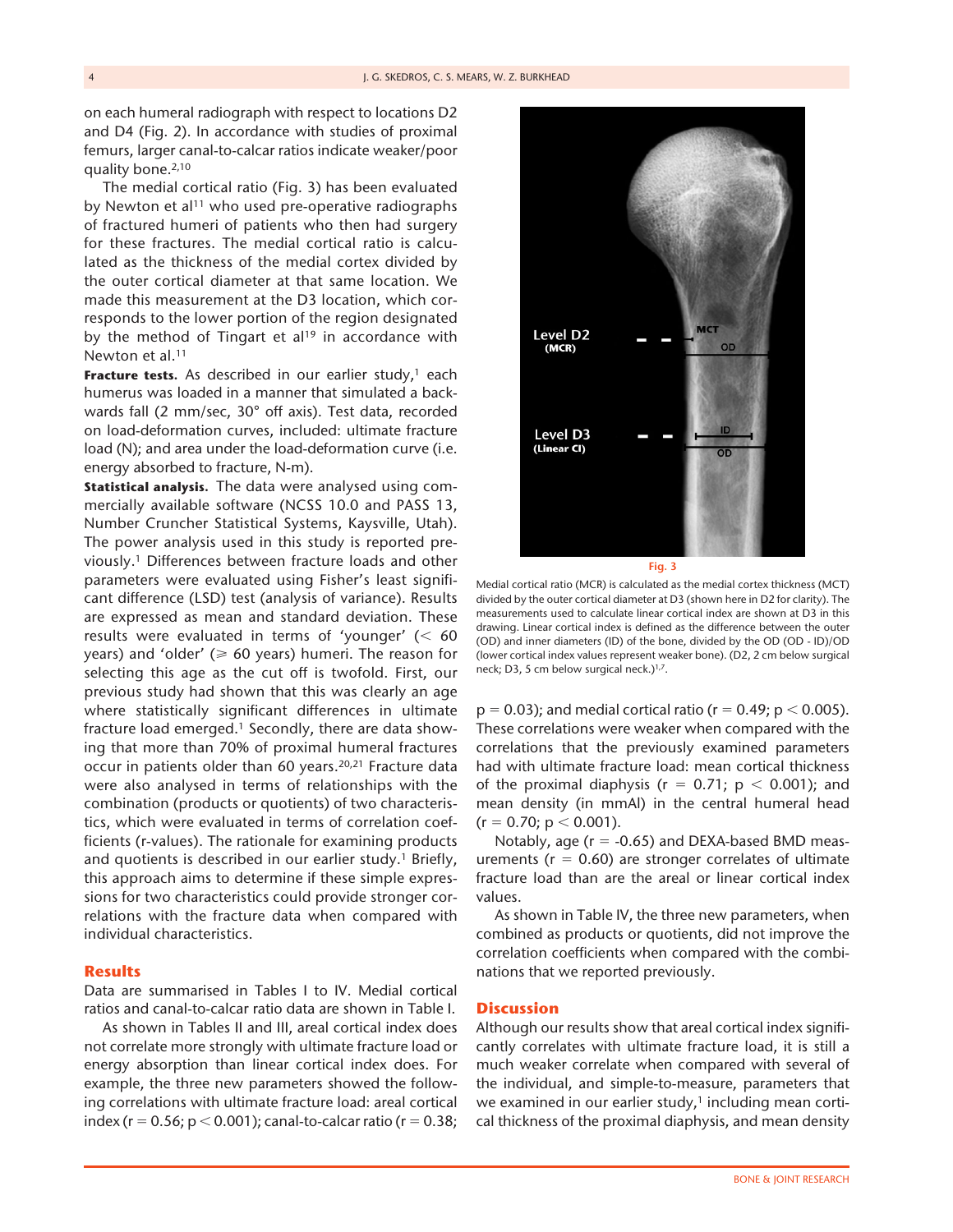on each humeral radiograph with respect to locations D2 and D4 (Fig. 2). In accordance with studies of proximal femurs, larger canal-to-calcar ratios indicate weaker/poor quality bone.[2,10]

The medial cortical ratio (Fig. 3) has been evaluated by Newton et al[11] who used pre-operative radiographs of fractured humeri of patients who then had surgery for these fractures. The medial cortical ratio is calculated as the thickness of the medial cortex divided by the outer cortical diameter at that same location. We made this measurement at the D3 location, which corresponds to the lower portion of the region designated by the method of Tingart et al[19] in accordance with Newton et al.[11]

**Fracture tests.** As described in our earlier study,[1] each humerus was loaded in a manner that simulated a backwards fall (2 mm/sec, 30° off axis). Test data, recorded on load-deformation curves, included: ultimate fracture load (N); and area under the load-deformation curve (i.e. energy absorbed to fracture, N-m).

**Statistical analysis.** The data were analysed using commercially available software (NCSS 10.0 and PASS 13, Number Cruncher Statistical Systems, Kaysville, Utah). The power analysis used in this study is reported previously.[1] Differences between fracture loads and other parameters were evaluated using Fisher's least significant difference (LSD) test (analysis of variance). Results are expressed as mean and standard deviation. These results were evaluated in terms of 'younger' ($< 60$ years) and 'older' ($\geqslant 60$ years) humeri. The reason for selecting this age as the cut off is twofold. First, our previous study had shown that this was clearly an age where statistically significant differences in ultimate fracture load emerged.[1] Secondly, there are data showing that more than 70% of proximal humeral fractures occur in patients older than 60 years.[20,21] Fracture data were also analysed in terms of relationships with the combination (products or quotients) of two characteristics, which were evaluated in terms of correlation coefficients (r-values). The rationale for examining products and quotients is described in our earlier study.[1] Briefly, this approach aims to determine if these simple expressions for two characteristics could provide stronger correlations with the fracture data when compared with individual characteristics.

## Results

Data are summarised in Tables I to IV. Medial cortical ratios and canal-to-calcar ratio data are shown in Table I.

As shown in Tables II and III, areal cortical index does not correlate more strongly with ultimate fracture load or energy absorption than linear cortical index does. For example, the three new parameters showed the following correlations with ultimate fracture load: areal cortical index ($r = 0.56$; $p < 0.001$); canal-to-calcar ratio ($r = 0.38$; $p = 0.03$); and medial cortical ratio ($r = 0.49$; $p < 0.005$). These correlations were weaker when compared with the correlations that the previously examined parameters had with ultimate fracture load: mean cortical thickness of the proximal diaphysis ($r = 0.71$; $p < 0.001$); and mean density (in mmAl) in the central humeral head ($r = 0.70$; $p < 0.001$).

Notably, age ($r = -0.65$) and DEXA-based BMD measurements ($r = 0.60$) are stronger correlates of ultimate fracture load than are the areal or linear cortical index values.

As shown in Table IV, the three new parameters, when combined as products or quotients, did not improve the correlation coefficients when compared with the combinations that we reported previously.

Level D2
(MCR)
MCT
OD
Level D3
(Linear CI)
ID
OD

Fig. 3

Medial cortical ratio (MCR) is calculated as the medial cortex thickness (MCT) divided by the outer cortical diameter at D3 (shown here in D2 for clarity). The measurements used to calculate linear cortical index are shown at D3 in this drawing. Linear cortical index is defined as the difference between the outer (OD) and inner diameters (ID) of the bone, divided by the OD (OD - ID)/OD (lower cortical index values represent weaker bone). (D2, 2 cm below surgical neck; D3, 5 cm below surgical neck.)[1,7].

## Discussion

Although our results show that areal cortical index significantly correlates with ultimate fracture load, it is still a much weaker correlate when compared with several of the individual, and simple-to-measure, parameters that we examined in our earlier study,[1] including mean cortical thickness of the proximal diaphysis, and mean density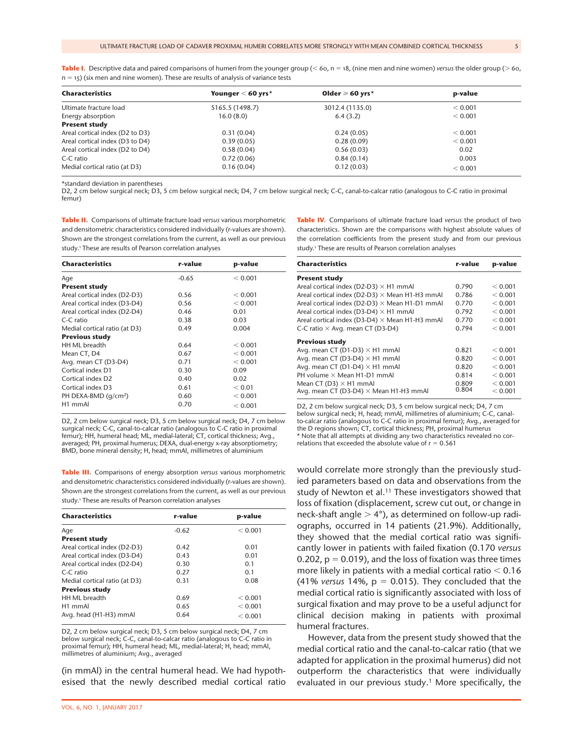**Table I.** Descriptive data and paired comparisons of humeri from the younger group (< 60, n = 18, (nine men and nine women) *versus* the older group (> 60, n = 15) (six men and nine women). These are results of analysis of variance tests

| Characteristics | Younger < 60 yrs* | Older ≥ 60 yrs* | p-value |
|---|---|---|---|
| Ultimate fracture load | 5165.5 (1498.7) | 3012.4 (1135.0) | < 0.001 |
| Energy absorption | 16.0 (8.0) | 6.4 (3.2) | < 0.001 |
| **Present study** | | | |
| Areal cortical index (D2 to D3) | 0.31 (0.04) | 0.24 (0.05) | < 0.001 |
| Areal cortical index (D3 to D4) | 0.39 (0.05) | 0.28 (0.09) | < 0.001 |
| Areal cortical index (D2 to D4) | 0.58 (0.04) | 0.56 (0.03) | 0.02 |
| C-C ratio | 0.72 (0.06) | 0.84 (0.14) | 0.003 |
| Medial cortical ratio (at D3) | 0.16 (0.04) | 0.12 (0.03) | < 0.001 |

*standard deviation in parentheses
D2, 2 cm below surgical neck; D3, 5 cm below surgical neck; D4, 7 cm below surgical neck; C-C, canal-to-calcar ratio (analogous to C-C ratio in proximal femur)

**Table II.** Comparisons of ultimate fracture load *versus* various morphometric and densitometric characteristics considered individually (r-values are shown). Shown are the strongest correlations from the current, as well as our previous study.[1] These are results of Pearson correlation analyses

| Characteristics | r-value | p-value |
|---|---|---|
| Age | -0.65 | < 0.001 |
| **Present study** | | |
| Areal cortical index (D2-D3) | 0.56 | < 0.001 |
| Areal cortical index (D3-D4) | 0.56 | < 0.001 |
| Areal cortical index (D2-D4) | 0.46 | 0.01 |
| C-C ratio | 0.38 | 0.03 |
| Medial cortical ratio (at D3) | 0.49 | 0.004 |
| **Previous study** | | |
| HH ML breadth | 0.64 | < 0.001 |
| Mean CT, D4 | 0.67 | < 0.001 |
| Avg. mean CT (D3-D4) | 0.71 | < 0.001 |
| Cortical index D1 | 0.30 | 0.09 |
| Cortical index D2 | 0.40 | 0.02 |
| Cortical index D3 | 0.61 | < 0.01 |
| PH DEXA-BMD (g/cm²) | 0.60 | < 0.001 |
| H1 mmAl | 0.70 | < 0.001 |

D2, 2 cm below surgical neck; D3, 5 cm below surgical neck; D4, 7 cm below surgical neck; C-C, canal-to-calcar ratio (analogous to C-C ratio in proximal femur); HH, humeral head; ML, medial-lateral; CT, cortical thickness; Avg., averaged; PH, proximal humerus; DEXA, dual-energy x-ray absorptiometry; BMD, bone mineral density; H, head; mmAl, millimetres of aluminium

**Table III.** Comparisons of energy absorption *versus* various morphometric and densitometric characteristics considered individually (r-values are shown). Shown are the strongest correlations from the current, as well as our previous study.[1] These are results of Pearson correlation analyses

| Characteristics | r-value | p-value |
|---|---|---|
| Age | -0.62 | < 0.001 |
| **Present study** | | |
| Areal cortical index (D2-D3) | 0.42 | 0.01 |
| Areal cortical index (D3-D4) | 0.43 | 0.01 |
| Areal cortical index (D2-D4) | 0.30 | 0.1 |
| C-C ratio | 0.27 | 0.1 |
| Medial cortical ratio (at D3) | 0.31 | 0.08 |
| **Previous study** | | |
| HH ML breadth | 0.69 | < 0.001 |
| H1 mmAl | 0.65 | < 0.001 |
| Avg. head (H1-H3) mmAl | 0.64 | < 0.001 |

D2, 2 cm below surgical neck; D3, 5 cm below surgical neck; D4, 7 cm below surgical neck; C-C, canal-to-calcar ratio (analogous to C-C ratio in proximal femur); HH, humeral head; ML, medial-lateral; H, head; mmAl, millimetres of aluminium; Avg., averaged

(in mmAl) in the central humeral head. We had hypothesised that the newly described medial cortical ratio would correlate more strongly than the previously studied parameters based on data and observations from the study of Newton et al.[11] These investigators showed that loss of fixation (displacement, screw cut out, or change in neck-shaft angle > 4°), as determined on follow-up radiographs, occurred in 14 patients (21.9%). Additionally, they showed that the medial cortical ratio was significantly lower in patients with failed fixation (0.170 *versus* 0.202, $p = 0.019$), and the loss of fixation was three times more likely in patients with a medial cortical ratio < 0.16 (41% *versus* 14%, $p = 0.015$). They concluded that the medial cortical ratio is significantly associated with loss of surgical fixation and may prove to be a useful adjunct for clinical decision making in patients with proximal humeral fractures.

However, data from the present study showed that the medial cortical ratio and the canal-to-calcar ratio (that we adapted for application in the proximal humerus) did not outperform the characteristics that were individually evaluated in our previous study.[1] More specifically, the

**Table IV.** Comparisons of ultimate fracture load *versus* the product of two characteristics. Shown are the comparisons with highest absolute values of the correlation coefficients from the present study and from our previous study.[1] These are results of Pearson correlation analyses

| Characteristics | r-value | p-value |
|---|---|---|
| **Present study** | | |
| Areal cortical index (D2-D3) × H1 mmAl | 0.790 | < 0.001 |
| Areal cortical index (D2-D3) × Mean H1-H3 mmAl | 0.786 | < 0.001 |
| Areal cortical index (D2-D3) × Mean H1-D1 mmAl | 0.770 | < 0.001 |
| Areal cortical index (D3-D4) × H1 mmAl | 0.792 | < 0.001 |
| Areal cortical index (D3-D4) × Mean H1-H3 mmAl | 0.770 | < 0.001 |
| C-C ratio × Avg. mean CT (D3-D4) | 0.794 | < 0.001 |
| **Previous study** | | |
| Avg. mean CT (D1-D3) × H1 mmAl | 0.821 | < 0.001 |
| Avg. mean CT (D3-D4) × H1 mmAl | 0.820 | < 0.001 |
| Avg. mean CT (D1-D4) × H1 mmAl | 0.820 | < 0.001 |
| PH volume × Mean H1-D1 mmAl | 0.814 | < 0.001 |
| Mean CT (D3) × H1 mmAl | 0.809 | < 0.001 |
| Avg. mean CT (D3-D4) × Mean H1-H3 mmAl | 0.804 | < 0.001 |

D2, 2 cm below surgical neck; D3, 5 cm below surgical neck; D4, 7 cm below surgical neck; H, head; mmAl, millimetres of aluminium; C-C, canal-to-calcar ratio (analogous to C-C ratio in proximal femur); Avg., averaged for the D regions shown; CT, cortical thickness; PH, proximal humerus
* Note that all attempts at dividing any two characteristics revealed no correlations that exceeded the absolute value of r = 0.561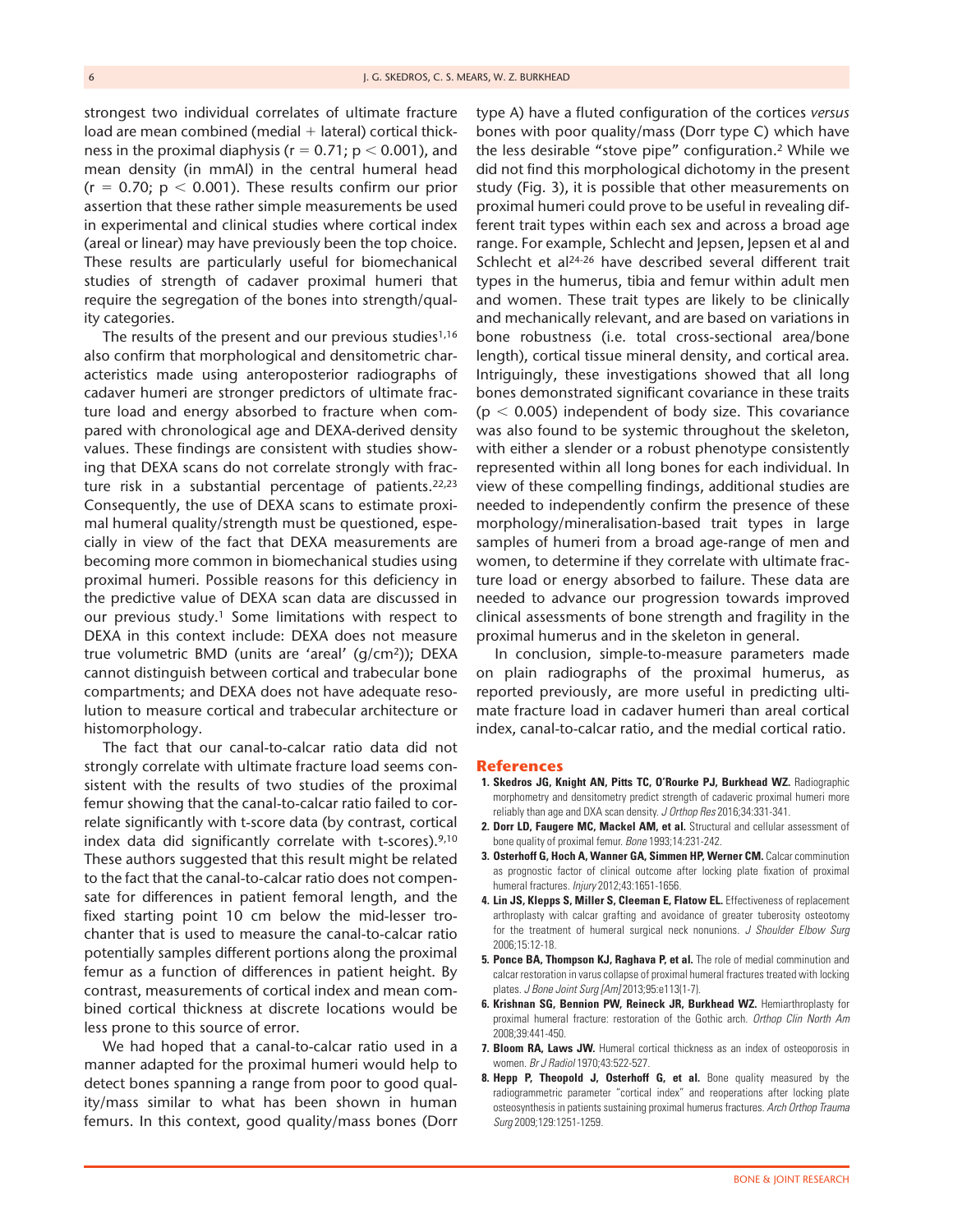strongest two individual correlates of ultimate fracture load are mean combined (medial + lateral) cortical thickness in the proximal diaphysis ($r = 0.71$; $p < 0.001$), and mean density (in mmAl) in the central humeral head ($r = 0.70$; $p < 0.001$). These results confirm our prior assertion that these rather simple measurements be used in experimental and clinical studies where cortical index (areal or linear) may have previously been the top choice. These results are particularly useful for biomechanical studies of strength of cadaver proximal humeri that require the segregation of the bones into strength/quality categories.

The results of the present and our previous studies[1,16] also confirm that morphological and densitometric characteristics made using anteroposterior radiographs of cadaver humeri are stronger predictors of ultimate fracture load and energy absorbed to fracture when compared with chronological age and DEXA-derived density values. These findings are consistent with studies showing that DEXA scans do not correlate strongly with fracture risk in a substantial percentage of patients.[22,23] Consequently, the use of DEXA scans to estimate proximal humeral quality/strength must be questioned, especially in view of the fact that DEXA measurements are becoming more common in biomechanical studies using proximal humeri. Possible reasons for this deficiency in the predictive value of DEXA scan data are discussed in our previous study.[1] Some limitations with respect to DEXA in this context include: DEXA does not measure true volumetric BMD (units are 'areal' ($g/cm^2$)); DEXA cannot distinguish between cortical and trabecular bone compartments; and DEXA does not have adequate resolution to measure cortical and trabecular architecture or histomorphology.

The fact that our canal-to-calcar ratio data did not strongly correlate with ultimate fracture load seems consistent with the results of two studies of the proximal femur showing that the canal-to-calcar ratio failed to correlate significantly with t-score data (by contrast, cortical index data did significantly correlate with t-scores).[9,10] These authors suggested that this result might be related to the fact that the canal-to-calcar ratio does not compensate for differences in patient femoral length, and the fixed starting point 10 cm below the mid-lesser trochanter that is used to measure the canal-to-calcar ratio potentially samples different portions along the proximal femur as a function of differences in patient height. By contrast, measurements of cortical index and mean combined cortical thickness at discrete locations would be less prone to this source of error.

We had hoped that a canal-to-calcar ratio used in a manner adapted for the proximal humeri would help to detect bones spanning a range from poor to good quality/mass similar to what has been shown in human femurs. In this context, good quality/mass bones (Dorr type A) have a fluted configuration of the cortices *versus* bones with poor quality/mass (Dorr type C) which have the less desirable "stove pipe" configuration.[2] While we did not find this morphological dichotomy in the present study (Fig. 3), it is possible that other measurements on proximal humeri could prove to be useful in revealing different trait types within each sex and across a broad age range. For example, Schlecht and Jepsen, Jepsen et al and Schlecht et al[24-26] have described several different trait types in the humerus, tibia and femur within adult men and women. These trait types are likely to be clinically and mechanically relevant, and are based on variations in bone robustness (i.e. total cross-sectional area/bone length), cortical tissue mineral density, and cortical area. Intriguingly, these investigations showed that all long bones demonstrated significant covariance in these traits ($p < 0.005$) independent of body size. This covariance was also found to be systemic throughout the skeleton, with either a slender or a robust phenotype consistently represented within all long bones for each individual. In view of these compelling findings, additional studies are needed to independently confirm the presence of these morphology/mineralisation-based trait types in large samples of humeri from a broad age-range of men and women, to determine if they correlate with ultimate fracture load or energy absorbed to failure. These data are needed to advance our progression towards improved clinical assessments of bone strength and fragility in the proximal humerus and in the skeleton in general.

In conclusion, simple-to-measure parameters made on plain radiographs of the proximal humerus, as reported previously, are more useful in predicting ultimate fracture load in cadaver humeri than areal cortical index, canal-to-calcar ratio, and the medial cortical ratio.

## References

1. **Skedros JG, Knight AN, Pitts TC, O'Rourke PJ, Burkhead WZ.** Radiographic morphometry and densitometry predict strength of cadaveric proximal humeri more reliably than age and DXA scan density. *J Orthop Res* 2016;34:331-341.
2. **Dorr LD, Faugere MC, Mackel AM, et al.** Structural and cellular assessment of bone quality of proximal femur. *Bone* 1993;14:231-242.
3. **Osterhoff G, Hoch A, Wanner GA, Simmen HP, Werner CM.** Calcar comminution as prognostic factor of clinical outcome after locking plate fixation of proximal humeral fractures. *Injury* 2012;43:1651-1656.
4. **Lin JS, Klepps S, Miller S, Cleeman E, Flatow EL.** Effectiveness of replacement arthroplasty with calcar grafting and avoidance of greater tuberosity osteotomy for the treatment of humeral surgical neck nonunions. *J Shoulder Elbow Surg* 2006;15:12-18.
5. **Ponce BA, Thompson KJ, Raghava P, et al.** The role of medial comminution and calcar restoration in varus collapse of proximal humeral fractures treated with locking plates. *J Bone Joint Surg [Am]* 2013;95:e113(1-7).
6. **Krishnan SG, Bennion PW, Reineck JR, Burkhead WZ.** Hemiarthroplasty for proximal humeral fracture: restoration of the Gothic arch. *Orthop Clin North Am* 2008;39:441-450.
7. **Bloom RA, Laws JW.** Humeral cortical thickness as an index of osteoporosis in women. *Br J Radiol* 1970;43:522-527.
8. **Hepp P, Theopold J, Osterhoff G, et al.** Bone quality measured by the radiogrammetric parameter "cortical index" and reoperations after locking plate osteosynthesis in patients sustaining proximal humerus fractures. *Arch Orthop Trauma Surg* 2009;129:1251-1259.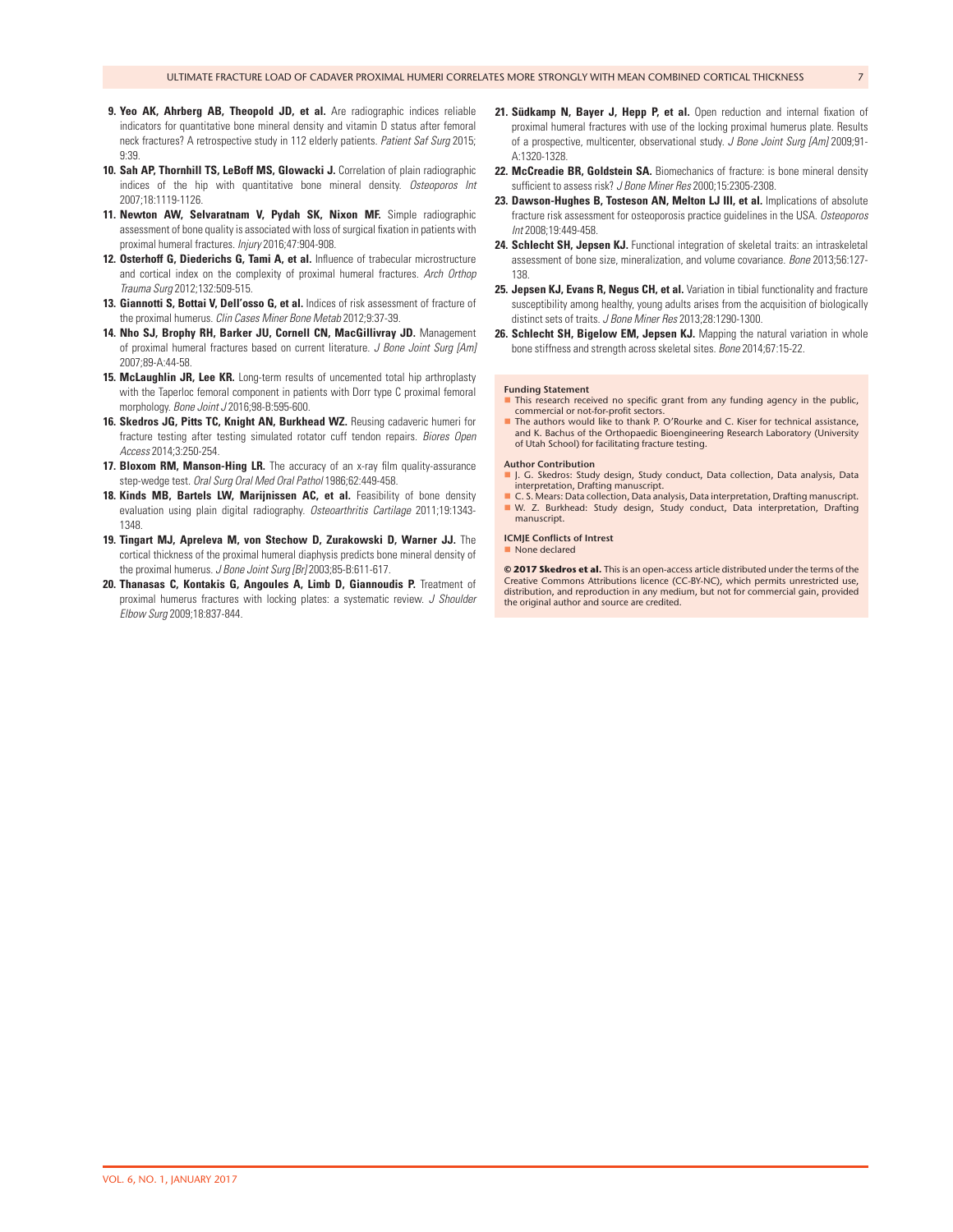9. **Yeo AK, Ahrberg AB, Theopold JD, et al.** Are radiographic indices reliable indicators for quantitative bone mineral density and vitamin D status after femoral neck fractures? A retrospective study in 112 elderly patients. *Patient Saf Surg* 2015; 9:39.
10. **Sah AP, Thornhill TS, LeBoff MS, Glowacki J.** Correlation of plain radiographic indices of the hip with quantitative bone mineral density. *Osteoporos Int* 2007;18:1119-1126.
11. **Newton AW, Selvaratnam V, Pydah SK, Nixon MF.** Simple radiographic assessment of bone quality is associated with loss of surgical fixation in patients with proximal humeral fractures. *Injury* 2016;47:904-908.
12. **Osterhoff G, Diederichs G, Tami A, et al.** Influence of trabecular microstructure and cortical index on the complexity of proximal humeral fractures. *Arch Orthop Trauma Surg* 2012;132:509-515.
13. **Giannotti S, Bottai V, Dell'osso G, et al.** Indices of risk assessment of fracture of the proximal humerus. *Clin Cases Miner Bone Metab* 2012;9:37-39.
14. **Nho SJ, Brophy RH, Barker JU, Cornell CN, MacGillivray JD.** Management of proximal humeral fractures based on current literature. *J Bone Joint Surg [Am]* 2007;89-A:44-58.
15. **McLaughlin JR, Lee KR.** Long-term results of uncemented total hip arthroplasty with the Taperloc femoral component in patients with Dorr type C proximal femoral morphology. *Bone Joint J* 2016;98-B:595-600.
16. **Skedros JG, Pitts TC, Knight AN, Burkhead WZ.** Reusing cadaveric humeri for fracture testing after testing simulated rotator cuff tendon repairs. *Biores Open Access* 2014;3:250-254.
17. **Bloxom RM, Manson-Hing LR.** The accuracy of an x-ray film quality-assurance step-wedge test. *Oral Surg Oral Med Oral Pathol* 1986;62:449-458.
18. **Kinds MB, Bartels LW, Marijnissen AC, et al.** Feasibility of bone density evaluation using plain digital radiography. *Osteoarthritis Cartilage* 2011;19:1343-1348.
19. **Tingart MJ, Apreleva M, von Stechow D, Zurakowski D, Warner JJ.** The cortical thickness of the proximal humeral diaphysis predicts bone mineral density of the proximal humerus. *J Bone Joint Surg [Br]* 2003;85-B:611-617.
20. **Thanasas C, Kontakis G, Angoules A, Limb D, Giannoudis P.** Treatment of proximal humerus fractures with locking plates: a systematic review. *J Shoulder Elbow Surg* 2009;18:837-844.
21. **Südkamp N, Bayer J, Hepp P, et al.** Open reduction and internal fixation of proximal humeral fractures with use of the locking proximal humerus plate. Results of a prospective, multicenter, observational study. *J Bone Joint Surg [Am]* 2009;91-A:1320-1328.
22. **McCreadie BR, Goldstein SA.** Biomechanics of fracture: is bone mineral density sufficient to assess risk? *J Bone Miner Res* 2000;15:2305-2308.
23. **Dawson-Hughes B, Tosteson AN, Melton LJ III, et al.** Implications of absolute fracture risk assessment for osteoporosis practice guidelines in the USA. *Osteoporos Int* 2008;19:449-458.
24. **Schlecht SH, Jepsen KJ.** Functional integration of skeletal traits: an intraskeletal assessment of bone size, mineralization, and volume covariance. *Bone* 2013;56:127-138.
25. **Jepsen KJ, Evans R, Negus CH, et al.** Variation in tibial functionality and fracture susceptibility among healthy, young adults arises from the acquisition of biologically distinct sets of traits. *J Bone Miner Res* 2013;28:1290-1300.
26. **Schlecht SH, Bigelow EM, Jepsen KJ.** Mapping the natural variation in whole bone stiffness and strength across skeletal sites. *Bone* 2014;67:15-22.

**Funding Statement**

- This research received no specific grant from any funding agency in the public, commercial or not-for-profit sectors.
- The authors would like to thank P. O'Rourke and C. Kiser for technical assistance, and K. Bachus of the Orthopaedic Bioengineering Research Laboratory (University of Utah School) for facilitating fracture testing.

**Author Contribution**

- J. G. Skedros: Study design, Study conduct, Data collection, Data analysis, Data interpretation, Drafting manuscript.
- C. S. Mears: Data collection, Data analysis, Data interpretation, Drafting manuscript.
- W. Z. Burkhead: Study design, Study conduct, Data interpretation, Drafting manuscript.

**ICMJE Conflicts of Intrest**

- None declared

**© 2017 Skedros et al.** This is an open-access article distributed under the terms of the Creative Commons Attributions licence (CC-BY-NC), which permits unrestricted use, distribution, and reproduction in any medium, but not for commercial gain, provided the original author and source are credited.